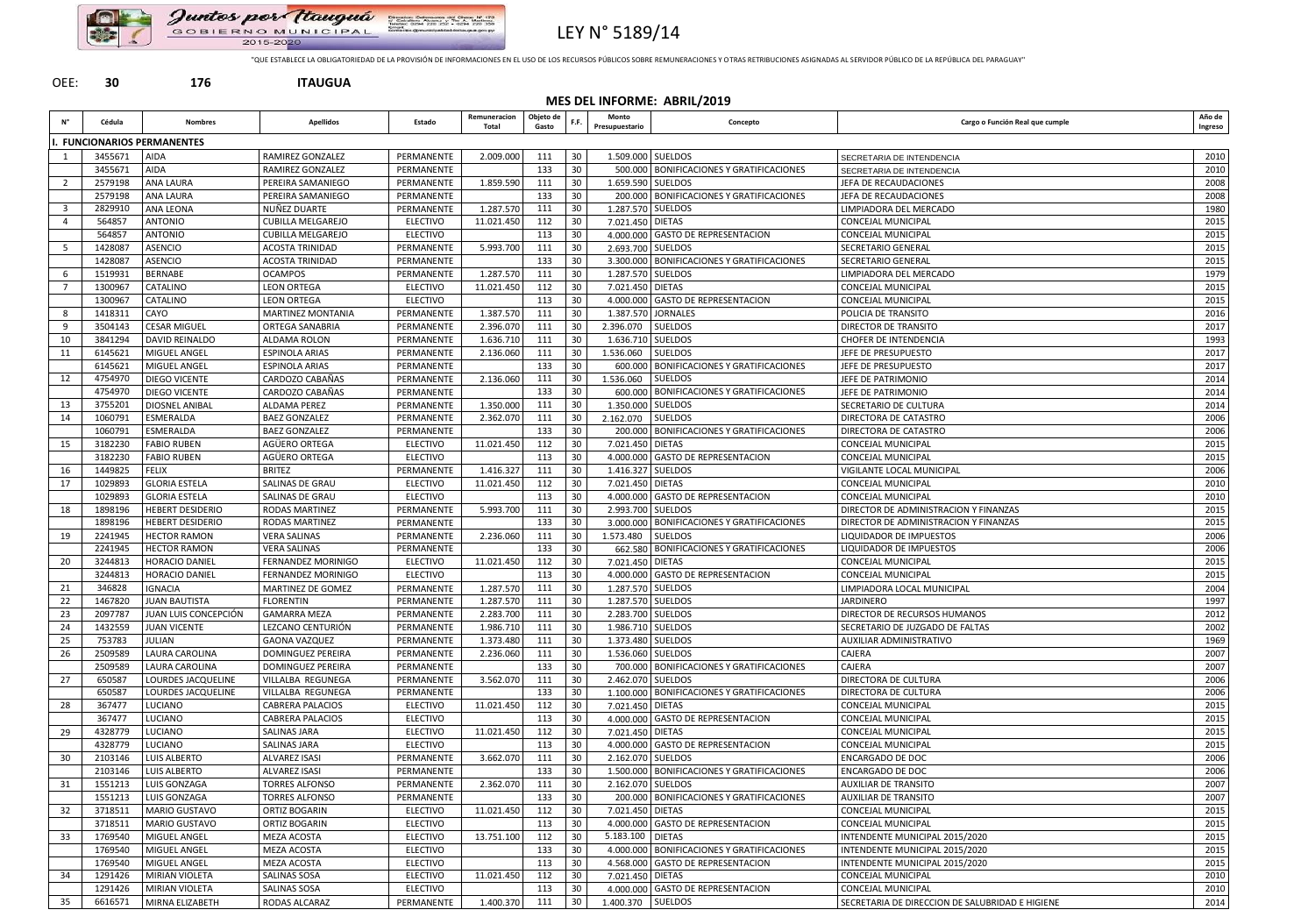# LEY N° 5189/14

"QUE ESTABLECE LA OBLIGATORIEDAD DE LA PROVISIÓN DE INFORMACIONES EN EL USO DE LOS RECURSOS PÚBLICOS SOBRE REMUNERACIONES Y OTRAS RETRIBUCIONES ASIGNADAS AL SERVIDOR PÚBLICO DE LA REPÚBLICA DEL PARAGUAY"

OEE: **30** **176** **ITAUGUA**

## MES DEL INFORME: ABRIL/2019

| N° | Cédula | Nombres | Apellidos | Estado | Remuneracion Total | Objeto de Gasto | F.F. | Monto Presupuestario | Concepto | Cargo o Función Real que cumple | Año de Ingreso |
|---|---|---|---|---|---|---|---|---|---|---|---|
| **I. FUNCIONARIOS PERMANENTES** | | | | | | | | | | | |
| 1 | 3455671 | AIDA | RAMIREZ GONZALEZ | PERMANENTE | 2.009.000 | 111 | 30 | 1.509.000 | SUELDOS | SECRETARIA DE INTENDENCIA | 2010 |
| | 3455671 | AIDA | RAMIREZ GONZALEZ | PERMANENTE | | 133 | 30 | 500.000 | BONIFICACIONES Y GRATIFICACIONES | SECRETARIA DE INTENDENCIA | 2010 |
| 2 | 2579198 | ANA LAURA | PEREIRA SAMANIEGO | PERMANENTE | 1.859.590 | 111 | 30 | 1.659.590 | SUELDOS | JEFA DE RECAUDACIONES | 2008 |
| | 2579198 | ANA LAURA | PEREIRA SAMANIEGO | PERMANENTE | | 133 | 30 | 200.000 | BONIFICACIONES Y GRATIFICACIONES | JEFA DE RECAUDACIONES | 2008 |
| 3 | 2829910 | ANA LEONA | NUÑEZ DUARTE | PERMANENTE | 1.287.570 | 111 | 30 | 1.287.570 | SUELDOS | LIMPIADORA DEL MERCADO | 1980 |
| 4 | 564857 | ANTONIO | CUBILLA MELGAREJO | ELECTIVO | 11.021.450 | 112 | 30 | 7.021.450 | DIETAS | CONCEJAL MUNICIPAL | 2015 |
| | 564857 | ANTONIO | CUBILLA MELGAREJO | ELECTIVO | | 113 | 30 | 4.000.000 | GASTO DE REPRESENTACION | CONCEJAL MUNICIPAL | 2015 |
| 5 | 1428087 | ASENCIO | ACOSTA TRINIDAD | PERMANENTE | 5.993.700 | 111 | 30 | 2.693.700 | SUELDOS | SECRETARIO GENERAL | 2015 |
| | 1428087 | ASENCIO | ACOSTA TRINIDAD | PERMANENTE | | 133 | 30 | 3.300.000 | BONIFICACIONES Y GRATIFICACIONES | SECRETARIO GENERAL | 2015 |
| 6 | 1519931 | BERNABE | OCAMPOS | PERMANENTE | 1.287.570 | 111 | 30 | 1.287.570 | SUELDOS | LIMPIADORA DEL MERCADO | 1979 |
| 7 | 1300967 | CATALINO | LEON ORTEGA | ELECTIVO | 11.021.450 | 112 | 30 | 7.021.450 | DIETAS | CONCEJAL MUNICIPAL | 2015 |
| | 1300967 | CATALINO | LEON ORTEGA | ELECTIVO | | 113 | 30 | 4.000.000 | GASTO DE REPRESENTACION | CONCEJAL MUNICIPAL | 2015 |
| 8 | 1418311 | CAYO | MARTINEZ MONTANIA | PERMANENTE | 1.387.570 | 111 | 30 | 1.387.570 | JORNALES | POLICIA DE TRANSITO | 2016 |
| 9 | 3504143 | CESAR MIGUEL | ORTEGA SANABRIA | PERMANENTE | 2.396.070 | 111 | 30 | 2.396.070 | SUELDOS | DIRECTOR DE TRANSITO | 2017 |
| 10 | 3841294 | DAVID REINALDO | ALDAMA ROLON | PERMANENTE | 1.636.710 | 111 | 30 | 1.636.710 | SUELDOS | CHOFER DE INTENDENCIA | 1993 |
| 11 | 6145621 | MIGUEL ANGEL | ESPINOLA ARIAS | PERMANENTE | 2.136.060 | 111 | 30 | 1.536.060 | SUELDOS | JEFE DE PRESUPUESTO | 2017 |
| | 6145621 | MIGUEL ANGEL | ESPINOLA ARIAS | PERMANENTE | | 133 | 30 | 600.000 | BONIFICACIONES Y GRATIFICACIONES | JEFE DE PRESUPUESTO | 2017 |
| 12 | 4754970 | DIEGO VICENTE | CARDOZO CABAÑAS | PERMANENTE | 2.136.060 | 111 | 30 | 1.536.060 | SUELDOS | JEFE DE PATRIMONIO | 2014 |
| | 4754970 | DIEGO VICENTE | CARDOZO CABAÑAS | PERMANENTE | | 133 | 30 | 600.000 | BONIFICACIONES Y GRATIFICACIONES | JEFE DE PATRIMONIO | 2014 |
| 13 | 3755201 | DIOSNEL ANIBAL | ALDAMA PEREZ | PERMANENTE | 1.350.000 | 111 | 30 | 1.350.000 | SUELDOS | SECRETARIO DE CULTURA | 2014 |
| 14 | 1060791 | ESMERALDA | BAEZ GONZALEZ | PERMANENTE | 2.362.070 | 111 | 30 | 2.162.070 | SUELDOS | DIRECTORA DE CATASTRO | 2006 |
| | 1060791 | ESMERALDA | BAEZ GONZALEZ | PERMANENTE | | 133 | 30 | 200.000 | BONIFICACIONES Y GRATIFICACIONES | DIRECTORA DE CATASTRO | 2006 |
| 15 | 3182230 | FABIO RUBEN | AGÜERO ORTEGA | ELECTIVO | 11.021.450 | 112 | 30 | 7.021.450 | DIETAS | CONCEJAL MUNICIPAL | 2015 |
| | 3182230 | FABIO RUBEN | AGÜERO ORTEGA | ELECTIVO | | 113 | 30 | 4.000.000 | GASTO DE REPRESENTACION | CONCEJAL MUNICIPAL | 2015 |
| 16 | 1449825 | FELIX | BRITEZ | PERMANENTE | 1.416.327 | 111 | 30 | 1.416.327 | SUELDOS | VIGILANTE LOCAL MUNICIPAL | 2006 |
| 17 | 1029893 | GLORIA ESTELA | SALINAS DE GRAU | ELECTIVO | 11.021.450 | 112 | 30 | 7.021.450 | DIETAS | CONCEJAL MUNICIPAL | 2010 |
| | 1029893 | GLORIA ESTELA | SALINAS DE GRAU | ELECTIVO | | 113 | 30 | 4.000.000 | GASTO DE REPRESENTACION | CONCEJAL MUNICIPAL | 2010 |
| 18 | 1898196 | HEBERT DESIDERIO | RODAS MARTINEZ | PERMANENTE | 5.993.700 | 111 | 30 | 2.993.700 | SUELDOS | DIRECTOR DE ADMINISTRACION Y FINANZAS | 2015 |
| | 1898196 | HEBERT DESIDERIO | RODAS MARTINEZ | PERMANENTE | | 133 | 30 | 3.000.000 | BONIFICACIONES Y GRATIFICACIONES | DIRECTOR DE ADMINISTRACION Y FINANZAS | 2015 |
| 19 | 2241945 | HECTOR RAMON | VERA SALINAS | PERMANENTE | 2.236.060 | 111 | 30 | 1.573.480 | SUELDOS | LIQUIDADOR DE IMPUESTOS | 2006 |
| | 2241945 | HECTOR RAMON | VERA SALINAS | PERMANENTE | | 133 | 30 | 662.580 | BONIFICACIONES Y GRATIFICACIONES | LIQUIDADOR DE IMPUESTOS | 2006 |
| 20 | 3244813 | HORACIO DANIEL | FERNANDEZ MORINIGO | ELECTIVO | 11.021.450 | 112 | 30 | 7.021.450 | DIETAS | CONCEJAL MUNICIPAL | 2015 |
| | 3244813 | HORACIO DANIEL | FERNANDEZ MORINIGO | ELECTIVO | | 113 | 30 | 4.000.000 | GASTO DE REPRESENTACION | CONCEJAL MUNICIPAL | 2015 |
| 21 | 346828 | IGNACIA | MARTINEZ DE GOMEZ | PERMANENTE | 1.287.570 | 111 | 30 | 1.287.570 | SUELDOS | LIMPIADORA LOCAL MUNICIPAL | 2004 |
| 22 | 1467820 | JUAN BAUTISTA | FLORENTIN | PERMANENTE | 1.287.570 | 111 | 30 | 1.287.570 | SUELDOS | JARDINERO | 1997 |
| 23 | 2097787 | JUAN LUIS CONCEPCIÓN | GAMARRA MEZA | PERMANENTE | 2.283.700 | 111 | 30 | 2.283.700 | SUELDOS | DIRECTOR DE RECURSOS HUMANOS | 2012 |
| 24 | 1432559 | JUAN VICENTE | LEZCANO CENTURIÓN | PERMANENTE | 1.986.710 | 111 | 30 | 1.986.710 | SUELDOS | SECRETARIO DE JUZGADO DE FALTAS | 2002 |
| 25 | 753783 | JULIAN | GAONA VAZQUEZ | PERMANENTE | 1.373.480 | 111 | 30 | 1.373.480 | SUELDOS | AUXILIAR ADMINISTRATIVO | 1969 |
| 26 | 2509589 | LAURA CAROLINA | DOMINGUEZ PEREIRA | PERMANENTE | 2.236.060 | 111 | 30 | 1.536.060 | SUELDOS | CAJERA | 2007 |
| | 2509589 | LAURA CAROLINA | DOMINGUEZ PEREIRA | PERMANENTE | | 133 | 30 | 700.000 | BONIFICACIONES Y GRATIFICACIONES | CAJERA | 2007 |
| 27 | 650587 | LOURDES JACQUELINE | VILLALBA REGUNEGA | PERMANENTE | 3.562.070 | 111 | 30 | 2.462.070 | SUELDOS | DIRECTORA DE CULTURA | 2006 |
| | 650587 | LOURDES JACQUELINE | VILLALBA REGUNEGA | PERMANENTE | | 133 | 30 | 1.100.000 | BONIFICACIONES Y GRATIFICACIONES | DIRECTORA DE CULTURA | 2006 |
| 28 | 367477 | LUCIANO | CABRERA PALACIOS | ELECTIVO | 11.021.450 | 112 | 30 | 7.021.450 | DIETAS | CONCEJAL MUNICIPAL | 2015 |
| | 367477 | LUCIANO | CABRERA PALACIOS | ELECTIVO | | 113 | 30 | 4.000.000 | GASTO DE REPRESENTACION | CONCEJAL MUNICIPAL | 2015 |
| 29 | 4328779 | LUCIANO | SALINAS JARA | ELECTIVO | 11.021.450 | 112 | 30 | 7.021.450 | DIETAS | CONCEJAL MUNICIPAL | 2015 |
| | 4328779 | LUCIANO | SALINAS JARA | ELECTIVO | | 113 | 30 | 4.000.000 | GASTO DE REPRESENTACION | CONCEJAL MUNICIPAL | 2015 |
| 30 | 2103146 | LUIS ALBERTO | ALVAREZ ISASI | PERMANENTE | 3.662.070 | 111 | 30 | 2.162.070 | SUELDOS | ENCARGADO DE DOC | 2006 |
| | 2103146 | LUIS ALBERTO | ALVAREZ ISASI | PERMANENTE | | 133 | 30 | 1.500.000 | BONIFICACIONES Y GRATIFICACIONES | ENCARGADO DE DOC | 2006 |
| 31 | 1551213 | LUIS GONZAGA | TORRES ALFONSO | PERMANENTE | 2.362.070 | 111 | 30 | 2.162.070 | SUELDOS | AUXILIAR DE TRANSITO | 2007 |
| | 1551213 | LUIS GONZAGA | TORRES ALFONSO | PERMANENTE | | 133 | 30 | 200.000 | BONIFICACIONES Y GRATIFICACIONES | AUXILIAR DE TRANSITO | 2007 |
| 32 | 3718511 | MARIO GUSTAVO | ORTIZ BOGARIN | ELECTIVO | 11.021.450 | 112 | 30 | 7.021.450 | DIETAS | CONCEJAL MUNICIPAL | 2015 |
| | 3718511 | MARIO GUSTAVO | ORTIZ BOGARIN | ELECTIVO | | 113 | 30 | 4.000.000 | GASTO DE REPRESENTACION | CONCEJAL MUNICIPAL | 2015 |
| 33 | 1769540 | MIGUEL ANGEL | MEZA ACOSTA | ELECTIVO | 13.751.100 | 112 | 30 | 5.183.100 | DIETAS | INTENDENTE MUNICIPAL 2015/2020 | 2015 |
| | 1769540 | MIGUEL ANGEL | MEZA ACOSTA | ELECTIVO | | 133 | 30 | 4.000.000 | BONIFICACIONES Y GRATIFICACIONES | INTENDENTE MUNICIPAL 2015/2020 | 2015 |
| | 1769540 | MIGUEL ANGEL | MEZA ACOSTA | ELECTIVO | | 113 | 30 | 4.568.000 | GASTO DE REPRESENTACION | INTENDENTE MUNICIPAL 2015/2020 | 2015 |
| 34 | 1291426 | MIRIAN VIOLETA | SALINAS SOSA | ELECTIVO | 11.021.450 | 112 | 30 | 7.021.450 | DIETAS | CONCEJAL MUNICIPAL | 2010 |
| | 1291426 | MIRIAN VIOLETA | SALINAS SOSA | ELECTIVO | | 113 | 30 | 4.000.000 | GASTO DE REPRESENTACION | CONCEJAL MUNICIPAL | 2010 |
| 35 | 6616571 | MIRNA ELIZABETH | RODAS ALCARAZ | PERMANENTE | 1.400.370 | 111 | 30 | 1.400.370 | SUELDOS | SECRETARIA DE DIRECCION DE SALUBRIDAD E HIGIENE | 2014 |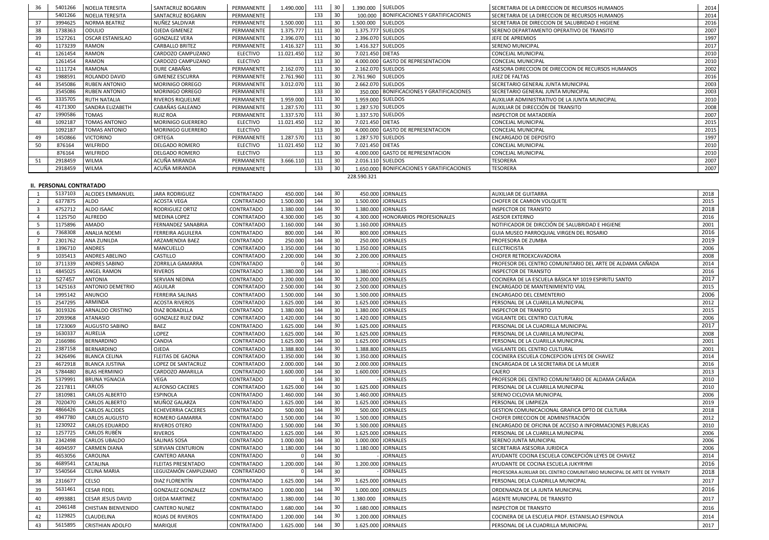| 36 | 5401266 | NOELIA TERESITA | SANTACRUZ BOGARIN | PERMANENTE | 1.490.000 | 111 | 30 | 1.390.000 | SUELDOS | SECRETARIA DE LA DIRECCION DE RECURSOS HUMANOS | 2014 |
|---|---|---|---|---|---|---|---|---|---|---|---|
| | 5401266 | NOELIA TERESITA | SANTACRUZ BOGARIN | PERMANENTE | | 133 | 30 | 100.000 | BONIFICACIONES Y GRATIFICACIONES | SECRETARIA DE LA DIRECCION DE RECURSOS HUMANOS | 2014 |
| 37 | 3994625 | NORMA BEATRIZ | NUÑEZ SALDIVAR | PERMANENTE | 1.500.000 | 111 | 30 | 1.500.000 | SUELDOS | SECRETARIA DE DIRECCION DE SALUBRIDAD E HIGIENE | 2016 |
| 38 | 1738363 | ODULIO | OJEDA GIMENEZ | PERMANENTE | 1.375.777 | 111 | 30 | 1.375.777 | SUELDOS | SERENO DEPARTAMENTO OPERATIVO DE TRANSITO | 2007 |
| 39 | 1527261 | OSCAR ESTANISLAO | GONZALEZ VERA | PERMANENTE | 2.396.070 | 111 | 30 | 2.396.070 | SUELDOS | JEFE DE APREMIOS | 1997 |
| 40 | 1173239 | RAMON | CARBALLO BRITEZ | PERMANENTE | 1.416.327 | 111 | 30 | 1.416.327 | SUELDOS | SERENO MUNICIPAL | 2017 |
| 41 | 1261454 | RAMON | CARDOZO CAMPUZANO | ELECTIVO | 11.021.450 | 112 | 30 | 7.021.450 | DIETAS | CONCEJAL MUNICIPAL | 2010 |
| | 1261454 | RAMON | CARDOZO CAMPUZANO | ELECTIVO | | 113 | 30 | 4.000.000 | GASTO DE REPRESENTACION | CONCEJAL MUNICIPAL | 2010 |
| 42 | 1111724 | RAMONA | DURE CABAÑAS | PERMANENTE | 2.162.070 | 111 | 30 | 2.162.070 | SUELDOS | ASESORA DIRECCION DE DIRECCION DE RECURSOS HUMANOS | 2002 |
| 43 | 1988591 | ROLANDO DAVID | GIMENEZ ESCURRA | PERMANENTE | 2.761.960 | 111 | 30 | 2.761.960 | SUELDOS | JUEZ DE FALTAS | 2016 |
| 44 | 3545086 | RUBEN ANTONIO | MORINIGO ORREGO | PERMANENTE | 3.012.070 | 111 | 30 | 2.662.070 | SUELDOS | SECRETARIO GENERAL JUNTA MUNICIPAL | 2003 |
| | 3545086 | RUBEN ANTONIO | MORINIGO ORREGO | PERMANENTE | | 133 | 30 | 350.000 | BONIFICACIONES Y GRATIFICACIONES | SECRETARIO GENERAL JUNTA MUNICIPAL | 2003 |
| 45 | 3335705 | RUTH NATALIA | RIVEROS RIQUELME | PERMANENTE | 1.959.000 | 111 | 30 | 1.959.000 | SUELDOS | AUXILIAR ADMINISTRATIVO DE LA JUNTA MUNICIPAL | 2010 |
| 46 | 4171300 | SANDRA ELIZABETH | CABAÑAS GALEANO | PERMANENTE | 1.287.570 | 111 | 30 | 1.287.570 | SUELDOS | AUXILIAR DE DIRECCIÓN DE TRANSITO | 2008 |
| 47 | 1990586 | TOMAS | RUIZ ROA | PERMANENTE | 1.337.570 | 111 | 30 | 1.337.570 | SUELDOS | INSPECTOR DE MATADERÍA | 2007 |
| 48 | 1092187 | TOMAS ANTONIO | MORINIGO GUERRERO | ELECTIVO | 11.021.450 | 112 | 30 | 7.021.450 | DIETAS | CONCEJAL MUNICIPAL | 2015 |
| | 1092187 | TOMAS ANTONIO | MORINIGO GUERRERO | ELECTIVO | | 113 | 30 | 4.000.000 | GASTO DE REPRESENTACION | CONCEJAL MUNICIPAL | 2015 |
| 49 | 1450866 | VICTORINO | ORTEGA | PERMANENTE | 1.287.570 | 111 | 30 | 1.287.570 | SUELDOS | ENCARGADO DE DEPOSITO | 1997 |
| 50 | 876164 | WILFRIDO | DELGADO ROMERO | ELECTIVO | 11.021.450 | 112 | 30 | 7.021.450 | DIETAS | CONCEJAL MUNICIPAL | 2010 |
| | 876164 | WILFRIDO | DELGADO ROMERO | ELECTIVO | | 113 | 30 | 4.000.000 | GASTO DE REPRESENTACION | CONCEJAL MUNICIPAL | 2010 |
| 51 | 2918459 | WILMA | ACUÑA MIRANDA | PERMANENTE | 3.666.110 | 111 | 30 | 2.016.110 | SUELDOS | TESORERA | 2007 |
| | 2918459 | WILMA | ACUÑA MIRANDA | PERMANENTE | | 133 | 30 | 1.650.000 | BONIFICACIONES Y GRATIFICACIONES | TESORERA | 2007 |
| | | | | | | | | 228.590.321 | | | |

**II. PERSONAL CONTRATADO**

| 1 | 5137103 | ALCIDES EMMANUEL | JARA RODRIGUEZ | CONTRATADO | 450.000 | 144 | 30 | 450.000 | JORNALES | AUXILIAR DE GUITARRA | 2018 |
|---|---|---|---|---|---|---|---|---|---|---|---|
| 2 | 6377875 | ALDO | ACOSTA VEGA | CONTRATADO | 1.500.000 | 144 | 30 | 1.500.000 | JORNALES | CHOFER DE CAMION VOLQUETE | 2015 |
| 3 | 4752712 | ALDO ISAAC | RODRIGUEZ ORTIZ | CONTRATADO | 1.380.000 | 144 | 30 | 1.380.000 | JORNALES | INSPECTOR DE TRANSITO | 2018 |
| 4 | 1125750 | ALFREDO | MEDINA LOPEZ | CONTRATADO | 4.300.000 | 145 | 30 | 4.300.000 | HONORARIOS PROFESIONALES | ASESOR EXTERNO | 2016 |
| 5 | 1175896 | AMADO | FERNANDEZ SANABRIA | CONTRATADO | 1.160.000 | 144 | 30 | 1.160.000 | JORNALES | NOTIFICADOR DE DIRCCIÓN DE SALUBRIDAD E HIGIENE | 2001 |
| 6 | 7368308 | ANALIA NOEMI | FERREIRA AGUILERA | CONTRATADO | 800.000 | 144 | 30 | 800.000 | JORNALES | GUIA MUSEO PARROQUIAL VIRGEN DEL ROSARIO | 2016 |
| 7 | 2301762 | ANA ZUNILDA | ARZAMENDIA BAEZ | CONTRATADO | 250.000 | 144 | 30 | 250.000 | JORNALES | PROFESORA DE ZUMBA | 2019 |
| 8 | 1396710 | ANDRES | MANCUELLO | CONTRATADO | 1.350.000 | 144 | 30 | 1.350.000 | JORNALES | ELECTRICISTA | 2006 |
| 9 | 1035413 | ANDRES ABELINO | CASTILLO | CONTRATADO | 2.200.000 | 144 | 30 | 2.200.000 | JORNALES | CHOFER RETROEXCAVADORA | 2008 |
| 10 | 3711339 | ANDRES SABINO | ZORRILLA GAMARRA | CONTRATADO | 0 | 144 | 30 | - | JORNALES | PROFESOR DEL CENTRO COMUNITARIO DEL ARTE DE ALDAMA CAÑADA | 2014 |
| 11 | 4845025 | ANGEL RAMON | RIVEROS | CONTRATADO | 1.380.000 | 144 | 30 | 1.380.000 | JORNALES | INSPECTOR DE TRANSITO | 2016 |
| 12 | 527457 | ANTONIA | SERVIAN NEDINA | CONTRATADO | 1.200.000 | 144 | 30 | 1.200.000 | JORNALES | COCINERA DE LA ESCUELA BÁSICA Nº 1019 ESPIRITU SANTO | 2017 |
| 13 | 1425163 | ANTONIO DEMETRIO | AGUILAR | CONTRATADO | 2.500.000 | 144 | 30 | 2.500.000 | JORNALES | ENCARGADO DE MANTENIMIENTO VIAL | 2015 |
| 14 | 1995142 | ANUNCIO | FERREIRA SALINAS | CONTRATADO | 1.500.000 | 144 | 30 | 1.500.000 | JORNALES | ENCARGADO DEL CEMENTERIO | 2006 |
| 15 | 2547295 | ARMINDA | ACOSTA RIVEROS | CONTRATADO | 1.625.000 | 144 | 30 | 1.625.000 | JORNALES | PERSONAL DE LA CUARILLA MUNICIPAL | 2012 |
| 16 | 3019326 | ARNALDO CRISTINO | DIAZ BOBADILLA | CONTRATADO | 1.380.000 | 144 | 30 | 1.380.000 | JORNALES | INSPECTOR DE TRANSITO | 2015 |
| 17 | 2093968 | ATANASIO | GONZALEZ RUIZ DIAZ | CONTRATADO | 1.420.000 | 144 | 30 | 1.420.000 | JORNALES | VIGILANTE DEL CENTRO CULTURAL | 2006 |
| 18 | 1723069 | AUGUSTO SABINO | BAEZ | CONTRATADO | 1.625.000 | 144 | 30 | 1.625.000 | JORNALES | PERSONAL DE LA CUADRILLA MUNICIPAL | 2017 |
| 19 | 1630337 | AURELIA | LOPEZ | CONTRATADO | 1.625.000 | 144 | 30 | 1.625.000 | JORNALES | PERSONAL DE LA CUARILLA MUNICIPAL | 2008 |
| 20 | 2166986 | BERNARDINO | CANDIA | CONTRATADO | 1.625.000 | 144 | 30 | 1.625.000 | JORNALES | PERSONAL DE LA CUARILLA MUNICIPAL | 2001 |
| 21 | 2387158 | BERNARDINO | OJEDA | CONTRATADO | 1.388.800 | 144 | 30 | 1.388.800 | JORNALES | VIGILANTE DEL CENTRO CULTURAL | 2001 |
| 22 | 3426496 | BLANCA CELINA | FLEITAS DE GAONA | CONTRATADO | 1.350.000 | 144 | 30 | 1.350.000 | JORNALES | COCINERA ESCUELA CONCEPCION LEYES DE CHAVEZ | 2014 |
| 23 | 4672918 | BLANCA JUSTINA | LOPEZ DE SANTACRUZ | CONTRATADO | 2.000.000 | 144 | 30 | 2.000.000 | JORNALES | ENCARGADA DE LA SECRETARIA DE LA MUJER | 2016 |
| 24 | 5784480 | BLAS HERMINIO | CARDOZO AMARILLA | CONTRATADO | 1.600.000 | 144 | 30 | 1.600.000 | JORNALES | CAJERO | 2013 |
| 25 | 5379991 | BRUNA YGNACIA | VEGA | CONTRATADO | 0 | 144 | 30 | - | JORNALES | PROFESOR DEL CENTRO COMUNITARIO DE ALDAMA CAÑADA | 2010 |
| 26 | 2217811 | CARLOS | ALFONSO CACERES | CONTRATADO | 1.625.000 | 144 | 30 | 1.625.000 | JORNALES | PERSONAL DE LA CUARILLA MUNICIPAL | 2010 |
| 27 | 1810981 | CARLOS ALBERTO | ESPINOLA | CONTRATADO | 1.460.000 | 144 | 30 | 1.460.000 | JORNALES | SERENO CICLOVIA MUNICIPAL | 2006 |
| 28 | 7020470 | CARLOS ALBERTO | MUÑOZ GALARZA | CONTRATADO | 1.625.000 | 144 | 30 | 1.625.000 | JORNALES | PERSONAL DE LIMPIEZA | 2019 |
| 29 | 4866426 | CARLOS ALCIDES | ECHEVERRIA CACERES | CONTRATADO | 500.000 | 144 | 30 | 500.000 | JORNALES | GESTION COMUNICACIONAL GRAFICA DPTO DE CULTURA | 2018 |
| 30 | 4947780 | CARLOS AUGUSTO | ROMERO GAMARRA | CONTRATADO | 1.500.000 | 144 | 30 | 1.500.000 | JORNALES | CHOFER DIRECCION DE ADMINISTRACIÓN | 2012 |
| 31 | 1230922 | CARLOS EDUARDO | RIVEROS OTERO | CONTRATADO | 1.500.000 | 144 | 30 | 1.500.000 | JORNALES | ENCARGADO DE OFICINA DE ACCESO A INFORMACIONES PUBLICAS | 2010 |
| 32 | 1257725 | CARLOS RUBÉN | RIVEROS | CONTRATADO | 1.625.000 | 144 | 30 | 1.625.000 | JORNALES | PERSONAL DE LA CUARILLA MUNICIPAL | 2006 |
| 33 | 2342498 | CARLOS UBALDO | SALINAS SOSA | CONTRATADO | 1.000.000 | 144 | 30 | 1.000.000 | JORNALES | SERENO JUNTA MUNICIPAL | 2006 |
| 34 | 4694597 | CARMEN DIANA | SERVIAN CENTURION | CONTRATADO | 1.180.000 | 144 | 30 | 1.180.000 | JORNALES | SECRETARIA ASESORIA JURIDICA | 2006 |
| 35 | 4653056 | CAROLINA | CANTERO ARANA | CONTRATADO | 0 | 144 | 30 | - | JORNALES | AYUDANTE COCINA ESCUELA CONCEPCIÓN LEYES DE CHAVEZ | 2014 |
| 36 | 4689541 | CATALINA | FLEITAS PRESENTADO | CONTRATADO | 1.200.000 | 144 | 30 | 1.200.000 | JORNALES | AYUDANTE DE COCINA ESCUELA JUKYRYMI | 2016 |
| 37 | 5540564 | CELINA MARIA | LEGUIZAMÓN CAMPUZAMO | CONTRATADO | 0 | 144 | 30 | - | JORNALES | PROFESORA AUXILIAR DEL CENTRO COMUNITARIO MUNICIPAL DE ARTE DE YVYRATY | 2018 |
| 38 | 2316677 | CELSO | DIAZ FLORENTÍN | CONTRATADO | 1.625.000 | 144 | 30 | 1.625.000 | JORNALES | PERSONAL DELA CUADRILLA MUNICIPAL | 2017 |
| 39 | 5631461 | CESAR FIDEL | GONZALEZ GONZALEZ | CONTRATADO | 1.000.000 | 144 | 30 | 1.000.000 | JORNALES | ORDENANZA DE LA JUNTA MUNICIPAL | 2016 |
| 40 | 4993881 | CESAR JESUS DAVID | OJEDA MARTINEZ | CONTRATADO | 1.380.000 | 144 | 30 | 1.380.000 | JORNALES | AGENTE MUNICIPAL DE TRANSITO | 2017 |
| 41 | 2046148 | CHISTIAN BIENVENIDO | CANTERO NUNEZ | CONTRATADO | 1.680.000 | 144 | 30 | 1.680.000 | JORNALES | INSPECTOR DE TRANSITO | 2016 |
| 42 | 1129825 | CLAUDELINA | ROJAS DE RIVEROS | CONTRATADO | 1.200.000 | 144 | 30 | 1.200.000 | JORNALES | COCINERA DE LA ESCUELA PROF. ESTANISLAO ESPINOLA | 2014 |
| 43 | 5615895 | CRISTHIAN ADOLFO | MARIQUE | CONTRATADO | 1.625.000 | 144 | 30 | 1.625.000 | JORNALES | PERSONAL DE LA CUADRILLA MUNICIPAL | 2017 |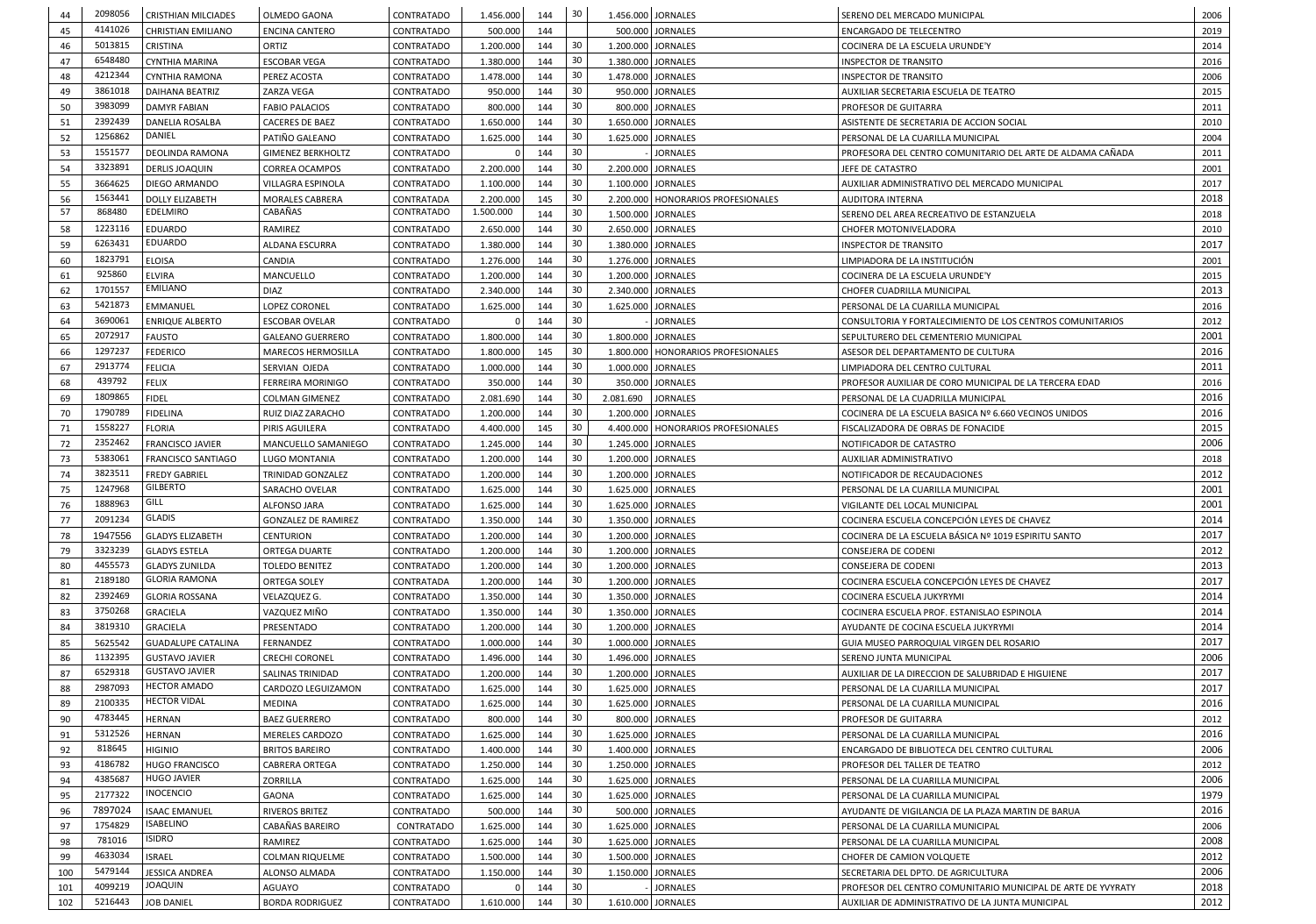| 44 | 2098056 | CRISTHIAN MILCIADES | OLMEDO GAONA | CONTRATADO | 1.456.000 | 144 | 30 | 1.456.000 | JORNALES | SERENO DEL MERCADO MUNICIPAL | 2006 |
|---|---|---|---|---|---|---|---|---|---|---|---|
| 45 | 4141026 | CHRISTIAN EMILIANO | ENCINA CANTERO | CONTRATADO | 500.000 | 144 | | 500.000 | JORNALES | ENCARGADO DE TELECENTRO | 2019 |
| 46 | 5013815 | CRISTINA | ORTIZ | CONTRATADO | 1.200.000 | 144 | 30 | 1.200.000 | JORNALES | COCINERA DE LA ESCUELA URUNDE'Y | 2014 |
| 47 | 6548480 | CYNTHIA MARINA | ESCOBAR VEGA | CONTRATADO | 1.380.000 | 144 | 30 | 1.380.000 | JORNALES | INSPECTOR DE TRANSITO | 2016 |
| 48 | 4212344 | CYNTHIA RAMONA | PEREZ ACOSTA | CONTRATADO | 1.478.000 | 144 | 30 | 1.478.000 | JORNALES | INSPECTOR DE TRANSITO | 2006 |
| 49 | 3861018 | DAIHANA BEATRIZ | ZARZA VEGA | CONTRATADO | 950.000 | 144 | 30 | 950.000 | JORNALES | AUXILIAR SECRETARIA ESCUELA DE TEATRO | 2015 |
| 50 | 3983099 | DAMYR FABIAN | FABIO PALACIOS | CONTRATADO | 800.000 | 144 | 30 | 800.000 | JORNALES | PROFESOR DE GUITARRA | 2011 |
| 51 | 2392439 | DANELIA ROSALBA | CACERES DE BAEZ | CONTRATADO | 1.650.000 | 144 | 30 | 1.650.000 | JORNALES | ASISTENTE DE SECRETARIA DE ACCION SOCIAL | 2010 |
| 52 | 1256862 | DANIEL | PATIÑO GALEANO | CONTRATADO | 1.625.000 | 144 | 30 | 1.625.000 | JORNALES | PERSONAL DE LA CUARILLA MUNICIPAL | 2004 |
| 53 | 1551577 | DEOLINDA RAMONA | GIMENEZ BERKHOLTZ | CONTRATADO | 0 | 144 | 30 | - | JORNALES | PROFESORA DEL CENTRO COMUNITARIO DEL ARTE DE ALDAMA CAÑADA | 2011 |
| 54 | 3323891 | DERLIS JOAQUIN | CORREA OCAMPOS | CONTRATADO | 2.200.000 | 144 | 30 | 2.200.000 | JORNALES | JEFE DE CATASTRO | 2001 |
| 55 | 3664625 | DIEGO ARMANDO | VILLAGRA ESPINOLA | CONTRATADO | 1.100.000 | 144 | 30 | 1.100.000 | JORNALES | AUXILIAR ADMINISTRATIVO DEL MERCADO MUNICIPAL | 2017 |
| 56 | 1563441 | DOLLY ELIZABETH | MORALES CABRERA | CONTRATADA | 2.200.000 | 145 | 30 | 2.200.000 | HONORARIOS PROFESIONALES | AUDITORA INTERNA | 2018 |
| 57 | 868480 | EDELMIRO | CABAÑAS | CONTRATADO | 1.500.000 | 144 | 30 | 1.500.000 | JORNALES | SERENO DEL AREA RECREATIVO DE ESTANZUELA | 2018 |
| 58 | 1223116 | EDUARDO | RAMIREZ | CONTRATADO | 2.650.000 | 144 | 30 | 2.650.000 | JORNALES | CHOFER MOTONIVELADORA | 2010 |
| 59 | 6263431 | EDUARDO | ALDANA ESCURRA | CONTRATADO | 1.380.000 | 144 | 30 | 1.380.000 | JORNALES | INSPECTOR DE TRANSITO | 2017 |
| 60 | 1823791 | ELOISA | CANDIA | CONTRATADO | 1.276.000 | 144 | 30 | 1.276.000 | JORNALES | LIMPIADORA DE LA INSTITUCIÓN | 2001 |
| 61 | 925860 | ELVIRA | MANCUELLO | CONTRATADO | 1.200.000 | 144 | 30 | 1.200.000 | JORNALES | COCINERA DE LA ESCUELA URUNDE'Y | 2015 |
| 62 | 1701557 | EMILIANO | DIAZ | CONTRATADO | 2.340.000 | 144 | 30 | 2.340.000 | JORNALES | CHOFER CUADRILLA MUNICIPAL | 2013 |
| 63 | 5421873 | EMMANUEL | LOPEZ CORONEL | CONTRATADO | 1.625.000 | 144 | 30 | 1.625.000 | JORNALES | PERSONAL DE LA CUARILLA MUNICIPAL | 2016 |
| 64 | 3690061 | ENRIQUE ALBERTO | ESCOBAR OVELAR | CONTRATADO | 0 | 144 | 30 | - | JORNALES | CONSULTORIA Y FORTALECIMIENTO DE LOS CENTROS COMUNITARIOS | 2012 |
| 65 | 2072917 | FAUSTO | GALEANO GUERRERO | CONTRATADO | 1.800.000 | 144 | 30 | 1.800.000 | JORNALES | SEPULTURERO DEL CEMENTERIO MUNICIPAL | 2001 |
| 66 | 1297237 | FEDERICO | MARECOS HERMOSILLA | CONTRATADO | 1.800.000 | 145 | 30 | 1.800.000 | HONORARIOS PROFESIONALES | ASESOR DEL DEPARTAMENTO DE CULTURA | 2016 |
| 67 | 2913774 | FELICIA | SERVIAN OJEDA | CONTRATADO | 1.000.000 | 144 | 30 | 1.000.000 | JORNALES | LIMPIADORA DEL CENTRO CULTURAL | 2011 |
| 68 | 439792 | FELIX | FERREIRA MORINIGO | CONTRATADO | 350.000 | 144 | 30 | 350.000 | JORNALES | PROFESOR AUXILIAR DE CORO MUNICIPAL DE LA TERCERA EDAD | 2016 |
| 69 | 1809865 | FIDEL | COLMAN GIMENEZ | CONTRATADO | 2.081.690 | 144 | 30 | 2.081.690 | JORNALES | PERSONAL DE LA CUADRILLA MUNICIPAL | 2016 |
| 70 | 1790789 | FIDELINA | RUIZ DIAZ ZARACHO | CONTRATADO | 1.200.000 | 144 | 30 | 1.200.000 | JORNALES | COCINERA DE LA ESCUELA BASICA Nº 6.660 VECINOS UNIDOS | 2016 |
| 71 | 1558227 | FLORIA | PIRIS AGUILERA | CONTRATADO | 4.400.000 | 145 | 30 | 4.400.000 | HONORARIOS PROFESIONALES | FISCALIZADORA DE OBRAS DE FONACIDE | 2015 |
| 72 | 2352462 | FRANCISCO JAVIER | MANCUELLO SAMANIEGO | CONTRATADO | 1.245.000 | 144 | 30 | 1.245.000 | JORNALES | NOTIFICADOR DE CATASTRO | 2006 |
| 73 | 5383061 | FRANCISCO SANTIAGO | LUGO MONTANIA | CONTRATADO | 1.200.000 | 144 | 30 | 1.200.000 | JORNALES | AUXILIAR ADMINISTRATIVO | 2018 |
| 74 | 3823511 | FREDY GABRIEL | TRINIDAD GONZALEZ | CONTRATADO | 1.200.000 | 144 | 30 | 1.200.000 | JORNALES | NOTIFICADOR DE RECAUDACIONES | 2012 |
| 75 | 1247968 | GILBERTO | SARACHO OVELAR | CONTRATADO | 1.625.000 | 144 | 30 | 1.625.000 | JORNALES | PERSONAL DE LA CUARILLA MUNICIPAL | 2001 |
| 76 | 1888963 | GILL | ALFONSO JARA | CONTRATADO | 1.625.000 | 144 | 30 | 1.625.000 | JORNALES | VIGILANTE DEL LOCAL MUNICIPAL | 2001 |
| 77 | 2091234 | GLADIS | GONZALEZ DE RAMIREZ | CONTRATADO | 1.350.000 | 144 | 30 | 1.350.000 | JORNALES | COCINERA ESCUELA CONCEPCIÓN LEYES DE CHAVEZ | 2014 |
| 78 | 1947556 | GLADYS ELIZABETH | CENTURION | CONTRATADO | 1.200.000 | 144 | 30 | 1.200.000 | JORNALES | COCINERA DE LA ESCUELA BÁSICA Nº 1019 ESPIRITU SANTO | 2017 |
| 79 | 3323239 | GLADYS ESTELA | ORTEGA DUARTE | CONTRATADO | 1.200.000 | 144 | 30 | 1.200.000 | JORNALES | CONSEJERA DE CODENI | 2012 |
| 80 | 4455573 | GLADYS ZUNILDA | TOLEDO BENITEZ | CONTRATADO | 1.200.000 | 144 | 30 | 1.200.000 | JORNALES | CONSEJERA DE CODENI | 2013 |
| 81 | 2189180 | GLORIA RAMONA | ORTEGA SOLEY | CONTRATADA | 1.200.000 | 144 | 30 | 1.200.000 | JORNALES | COCINERA ESCUELA CONCEPCIÓN LEYES DE CHAVEZ | 2017 |
| 82 | 2392469 | GLORIA ROSSANA | VELAZQUEZ G. | CONTRATADO | 1.350.000 | 144 | 30 | 1.350.000 | JORNALES | COCINERA ESCUELA JUKYRYMI | 2014 |
| 83 | 3750268 | GRACIELA | VAZQUEZ MIÑO | CONTRATADO | 1.350.000 | 144 | 30 | 1.350.000 | JORNALES | COCINERA ESCUELA PROF. ESTANISLAO ESPINOLA | 2014 |
| 84 | 3819310 | GRACIELA | PRESENTADO | CONTRATADO | 1.200.000 | 144 | 30 | 1.200.000 | JORNALES | AYUDANTE DE COCINA ESCUELA JUKYRYMI | 2014 |
| 85 | 5625542 | GUADALUPE CATALINA | FERNANDEZ | CONTRATADO | 1.000.000 | 144 | 30 | 1.000.000 | JORNALES | GUIA MUSEO PARROQUIAL VIRGEN DEL ROSARIO | 2017 |
| 86 | 1132395 | GUSTAVO JAVIER | CRECHI CORONEL | CONTRATADO | 1.496.000 | 144 | 30 | 1.496.000 | JORNALES | SERENO JUNTA MUNICIPAL | 2006 |
| 87 | 6529318 | GUSTAVO JAVIER | SALINAS TRINIDAD | CONTRATADO | 1.200.000 | 144 | 30 | 1.200.000 | JORNALES | AUXILIAR DE LA DIRECCION DE SALUBRIDAD E HIGUIENE | 2017 |
| 88 | 2987093 | HECTOR AMADO | CARDOZO LEGUIZAMON | CONTRATADO | 1.625.000 | 144 | 30 | 1.625.000 | JORNALES | PERSONAL DE LA CUARILLA MUNICIPAL | 2017 |
| 89 | 2100335 | HECTOR VIDAL | MEDINA | CONTRATADO | 1.625.000 | 144 | 30 | 1.625.000 | JORNALES | PERSONAL DE LA CUARILLA MUNICIPAL | 2016 |
| 90 | 4783445 | HERNAN | BAEZ GUERRERO | CONTRATADO | 800.000 | 144 | 30 | 800.000 | JORNALES | PROFESOR DE GUITARRA | 2012 |
| 91 | 5312526 | HERNAN | MERELES CARDOZO | CONTRATADO | 1.625.000 | 144 | 30 | 1.625.000 | JORNALES | PERSONAL DE LA CUARILLA MUNICIPAL | 2016 |
| 92 | 818645 | HIGINIO | BRITOS BAREIRO | CONTRATADO | 1.400.000 | 144 | 30 | 1.400.000 | JORNALES | ENCARGADO DE BIBLIOTECA DEL CENTRO CULTURAL | 2006 |
| 93 | 4186782 | HUGO FRANCISCO | CABRERA ORTEGA | CONTRATADO | 1.250.000 | 144 | 30 | 1.250.000 | JORNALES | PROFESOR DEL TALLER DE TEATRO | 2012 |
| 94 | 4385687 | HUGO JAVIER | ZORRILLA | CONTRATADO | 1.625.000 | 144 | 30 | 1.625.000 | JORNALES | PERSONAL DE LA CUARILLA MUNICIPAL | 2006 |
| 95 | 2177322 | INOCENCIO | GAONA | CONTRATADO | 1.625.000 | 144 | 30 | 1.625.000 | JORNALES | PERSONAL DE LA CUARILLA MUNICIPAL | 1979 |
| 96 | 7897024 | ISAAC EMANUEL | RIVEROS BRITEZ | CONTRATADO | 500.000 | 144 | 30 | 500.000 | JORNALES | AYUDANTE DE VIGILANCIA DE LA PLAZA MARTIN DE BARUA | 2016 |
| 97 | 1754829 | ISABELINO | CABAÑAS BAREIRO | CONTRATADO | 1.625.000 | 144 | 30 | 1.625.000 | JORNALES | PERSONAL DE LA CUARILLA MUNICIPAL | 2006 |
| 98 | 781016 | ISIDRO | RAMIREZ | CONTRATADO | 1.625.000 | 144 | 30 | 1.625.000 | JORNALES | PERSONAL DE LA CUARILLA MUNICIPAL | 2008 |
| 99 | 4633034 | ISRAEL | COLMAN RIQUELME | CONTRATADO | 1.500.000 | 144 | 30 | 1.500.000 | JORNALES | CHOFER DE CAMION VOLQUETE | 2012 |
| 100 | 5479144 | JESSICA ANDREA | ALONSO ALMADA | CONTRATADO | 1.150.000 | 144 | 30 | 1.150.000 | JORNALES | SECRETARIA DEL DPTO. DE AGRICULTURA | 2006 |
| 101 | 4099219 | JOAQUIN | AGUAYO | CONTRATADO | 0 | 144 | 30 | - | JORNALES | PROFESOR DEL CENTRO COMUNITARIO MUNICIPAL DE ARTE DE YVYRATY | 2018 |
| 102 | 5216443 | JOB DANIEL | BORDA RODRIGUEZ | CONTRATADO | 1.610.000 | 144 | 30 | 1.610.000 | JORNALES | AUXILIAR DE ADMINISTRATIVO DE LA JUNTA MUNICIPAL | 2012 |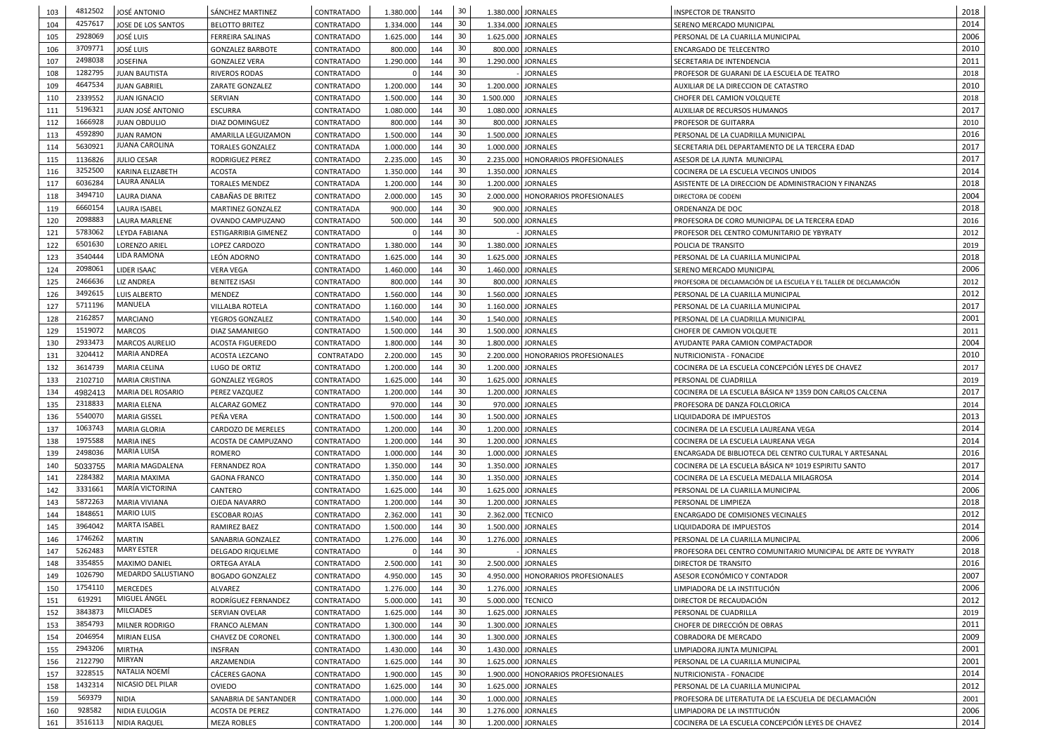| 103 | 4812502 | JOSÉ ANTONIO | SÁNCHEZ MARTINEZ | CONTRATADO | 1.380.000 | 144 | 30 | 1.380.000 | JORNALES | INSPECTOR DE TRANSITO | 2018 |
|---|---|---|---|---|---|---|---|---|---|---|---|
| 104 | 4257617 | JOSE DE LOS SANTOS | BELOTTO BRITEZ | CONTRATADO | 1.334.000 | 144 | 30 | 1.334.000 | JORNALES | SERENO MERCADO MUNICIPAL | 2014 |
| 105 | 2928069 | JOSÉ LUIS | FERREIRA SALINAS | CONTRATADO | 1.625.000 | 144 | 30 | 1.625.000 | JORNALES | PERSONAL DE LA CUARILLA MUNICIPAL | 2006 |
| 106 | 3709771 | JOSÉ LUIS | GONZALEZ BARBOTE | CONTRATADO | 800.000 | 144 | 30 | 800.000 | JORNALES | ENCARGADO DE TELECENTRO | 2010 |
| 107 | 2498038 | JOSEFINA | GONZALEZ VERA | CONTRATADO | 1.290.000 | 144 | 30 | 1.290.000 | JORNALES | SECRETARIA DE INTENDENCIA | 2011 |
| 108 | 1282795 | JUAN BAUTISTA | RIVEROS RODAS | CONTRATADO | 0 | 144 | 30 | - | JORNALES | PROFESOR DE GUARANI DE LA ESCUELA DE TEATRO | 2018 |
| 109 | 4647534 | JUAN GABRIEL | ZARATE GONZALEZ | CONTRATADO | 1.200.000 | 144 | 30 | 1.200.000 | JORNALES | AUXILIAR DE LA DIRECCION DE CATASTRO | 2010 |
| 110 | 2339552 | JUAN IGNACIO | SERVIAN | CONTRATADO | 1.500.000 | 144 | 30 | 1.500.000 | JORNALES | CHOFER DEL CAMION VOLQUETE | 2018 |
| 111 | 5196321 | JUAN JOSÉ ANTONIO | ESCURRA | CONTRATADO | 1.080.000 | 144 | 30 | 1.080.000 | JORNALES | AUXILIAR DE RECURSOS HUMANOS | 2017 |
| 112 | 1666928 | JUAN OBDULIO | DIAZ DOMINGUEZ | CONTRATADO | 800.000 | 144 | 30 | 800.000 | JORNALES | PROFESOR DE GUITARRA | 2010 |
| 113 | 4592890 | JUAN RAMON | AMARILLA LEGUIZAMON | CONTRATADO | 1.500.000 | 144 | 30 | 1.500.000 | JORNALES | PERSONAL DE LA CUADRILLA MUNICIPAL | 2016 |
| 114 | 5630921 | JUANA CAROLINA | TORALES GONZALEZ | CONTRATADA | 1.000.000 | 144 | 30 | 1.000.000 | JORNALES | SECRETARIA DEL DEPARTAMENTO DE LA TERCERA EDAD | 2017 |
| 115 | 1136826 | JULIO CESAR | RODRIGUEZ PEREZ | CONTRATADO | 2.235.000 | 145 | 30 | 2.235.000 | HONORARIOS PROFESIONALES | ASESOR DE LA JUNTA MUNICIPAL | 2017 |
| 116 | 3252500 | KARINA ELIZABETH | ACOSTA | CONTRATADO | 1.350.000 | 144 | 30 | 1.350.000 | JORNALES | COCINERA DE LA ESCUELA VECINOS UNIDOS | 2014 |
| 117 | 6036284 | LAURA ANALIA | TORALES MENDEZ | CONTRATADA | 1.200.000 | 144 | 30 | 1.200.000 | JORNALES | ASISTENTE DE LA DIRECCION DE ADMINISTRACION Y FINANZAS | 2018 |
| 118 | 3494710 | LAURA DIANA | CABAÑAS DE BRITEZ | CONTRATADO | 2.000.000 | 145 | 30 | 2.000.000 | HONORARIOS PROFESIONALES | DIRECTORA DE CODENI | 2004 |
| 119 | 6660154 | LAURA ISABEL | MARTINEZ GONZALEZ | CONTRATADA | 900.000 | 144 | 30 | 900.000 | JORNALES | ORDENANZA DE DOC | 2018 |
| 120 | 2098883 | LAURA MARLENE | OVANDO CAMPUZANO | CONTRATADO | 500.000 | 144 | 30 | 500.000 | JORNALES | PROFESORA DE CORO MUNICIPAL DE LA TERCERA EDAD | 2016 |
| 121 | 5783062 | LEYDA FABIANA | ESTIGARRIBIA GIMENEZ | CONTRATADO | 0 | 144 | 30 | - | JORNALES | PROFESOR DEL CENTRO COMUNITARIO DE YBYRATY | 2012 |
| 122 | 6501630 | LORENZO ARIEL | LOPEZ CARDOZO | CONTRATADO | 1.380.000 | 144 | 30 | 1.380.000 | JORNALES | POLICIA DE TRANSITO | 2019 |
| 123 | 3540444 | LIDA RAMONA | LEÓN ADORNO | CONTRATADO | 1.625.000 | 144 | 30 | 1.625.000 | JORNALES | PERSONAL DE LA CUARILLA MUNICIPAL | 2018 |
| 124 | 2098061 | LIDER ISAAC | VERA VEGA | CONTRATADO | 1.460.000 | 144 | 30 | 1.460.000 | JORNALES | SERENO MERCADO MUNICIPAL | 2006 |
| 125 | 2466636 | LIZ ANDREA | BENITEZ ISASI | CONTRATADO | 800.000 | 144 | 30 | 800.000 | JORNALES | PROFESORA DE DECLAMACIÓN DE LA ESCUELA Y EL TALLER DE DECLAMACIÓN | 2012 |
| 126 | 3492615 | LUIS ALBERTO | MENDEZ | CONTRATADO | 1.560.000 | 144 | 30 | 1.560.000 | JORNALES | PERSONAL DE LA CUARILLA MUNICIPAL | 2012 |
| 127 | 5711196 | MANUELA | VILLALBA ROTELA | CONTRATADO | 1.160.000 | 144 | 30 | 1.160.000 | JORNALES | PERSONAL DE LA CUARILLA MUNICIPAL | 2017 |
| 128 | 2162857 | MARCIANO | YEGROS GONZALEZ | CONTRATADO | 1.540.000 | 144 | 30 | 1.540.000 | JORNALES | PERSONAL DE LA CUADRILLA MUNICIPAL | 2001 |
| 129 | 1519072 | MARCOS | DIAZ SAMANIEGO | CONTRATADO | 1.500.000 | 144 | 30 | 1.500.000 | JORNALES | CHOFER DE CAMION VOLQUETE | 2011 |
| 130 | 2933473 | MARCOS AURELIO | ACOSTA FIGUEREDO | CONTRATADO | 1.800.000 | 144 | 30 | 1.800.000 | JORNALES | AYUDANTE PARA CAMION COMPACTADOR | 2004 |
| 131 | 3204412 | MARIA ANDREA | ACOSTA LEZCANO | CONTRATADO | 2.200.000 | 145 | 30 | 2.200.000 | HONORARIOS PROFESIONALES | NUTRICIONISTA - FONACIDE | 2010 |
| 132 | 3614739 | MARIA CELINA | LUGO DE ORTIZ | CONTRATADO | 1.200.000 | 144 | 30 | 1.200.000 | JORNALES | COCINERA DE LA ESCUELA CONCEPCIÓN LEYES DE CHAVEZ | 2017 |
| 133 | 2102710 | MARIA CRISTINA | GONZALEZ YEGROS | CONTRATADO | 1.625.000 | 144 | 30 | 1.625.000 | JORNALES | PERSONAL DE CUADRILLA | 2019 |
| 134 | 4982413 | MARIA DEL ROSARIO | PEREZ VAZQUEZ | CONTRATADO | 1.200.000 | 144 | 30 | 1.200.000 | JORNALES | COCINERA DE LA ESCUELA BÁSICA Nº 1359 DON CARLOS CALCENA | 2017 |
| 135 | 2318833 | MARIA ELENA | ALCARAZ GOMEZ | CONTRATADO | 970.000 | 144 | 30 | 970.000 | JORNALES | PROFESORA DE DANZA FOLCLORICA | 2014 |
| 136 | 5540070 | MARIA GISSEL | PEÑA VERA | CONTRATADO | 1.500.000 | 144 | 30 | 1.500.000 | JORNALES | LIQUIDADORA DE IMPUESTOS | 2013 |
| 137 | 1063743 | MARIA GLORIA | CARDOZO DE MERELES | CONTRATADO | 1.200.000 | 144 | 30 | 1.200.000 | JORNALES | COCINERA DE LA ESCUELA LAUREANA VEGA | 2014 |
| 138 | 1975588 | MARIA INES | ACOSTA DE CAMPUZANO | CONTRATADO | 1.200.000 | 144 | 30 | 1.200.000 | JORNALES | COCINERA DE LA ESCUELA LAUREANA VEGA | 2014 |
| 139 | 2498036 | MARIA LUISA | ROMERO | CONTRATADO | 1.000.000 | 144 | 30 | 1.000.000 | JORNALES | ENCARGADA DE BIBLIOTECA DEL CENTRO CULTURAL Y ARTESANAL | 2016 |
| 140 | 5033755 | MARIA MAGDALENA | FERNANDEZ ROA | CONTRATADO | 1.350.000 | 144 | 30 | 1.350.000 | JORNALES | COCINERA DE LA ESCUELA BÁSICA Nº 1019 ESPIRITU SANTO | 2017 |
| 141 | 2284382 | MARIA MAXIMA | GAONA FRANCO | CONTRATADO | 1.350.000 | 144 | 30 | 1.350.000 | JORNALES | COCINERA DE LA ESCUELA MEDALLA MILAGROSA | 2014 |
| 142 | 3331661 | MARÍA VICTORINA | CANTERO | CONTRATADO | 1.625.000 | 144 | 30 | 1.625.000 | JORNALES | PERSONAL DE LA CUARILLA MUNICIPAL | 2006 |
| 143 | 5872263 | MARIA VIVIANA | OJEDA NAVARRO | CONTRATADO | 1.200.000 | 144 | 30 | 1.200.000 | JORNALES | PERSONAL DE LIMPIEZA | 2018 |
| 144 | 1848651 | MARIO LUIS | ESCOBAR ROJAS | CONTRATADO | 2.362.000 | 141 | 30 | 2.362.000 | TECNICO | ENCARGADO DE COMISIONES VECINALES | 2012 |
| 145 | 3964042 | MARTA ISABEL | RAMIREZ BAEZ | CONTRATADO | 1.500.000 | 144 | 30 | 1.500.000 | JORNALES | LIQUIDADORA DE IMPUESTOS | 2014 |
| 146 | 1746262 | MARTIN | SANABRIA GONZALEZ | CONTRATADO | 1.276.000 | 144 | 30 | 1.276.000 | JORNALES | PERSONAL DE LA CUARILLA MUNICIPAL | 2006 |
| 147 | 5262483 | MARY ESTER | DELGADO RIQUELME | CONTRATADO | 0 | 144 | 30 | - | JORNALES | PROFESORA DEL CENTRO COMUNITARIO MUNICIPAL DE ARTE DE YVYRATY | 2018 |
| 148 | 3354855 | MAXIMO DANIEL | ORTEGA AYALA | CONTRATADO | 2.500.000 | 141 | 30 | 2.500.000 | JORNALES | DIRECTOR DE TRANSITO | 2016 |
| 149 | 1026790 | MEDARDO SALUSTIANO | BOGADO GONZALEZ | CONTRATADO | 4.950.000 | 145 | 30 | 4.950.000 | HONORARIOS PROFESIONALES | ASESOR ECONÓMICO Y CONTADOR | 2007 |
| 150 | 1754110 | MERCEDES | ALVAREZ | CONTRATADO | 1.276.000 | 144 | 30 | 1.276.000 | JORNALES | LIMPIADORA DE LA INSTITUCIÓN | 2006 |
| 151 | 619291 | MIGUEL ÁNGEL | RODRÍGUEZ FERNANDEZ | CONTRATADO | 5.000.000 | 141 | 30 | 5.000.000 | TECNICO | DIRECTOR DE RECAUDACIÓN | 2012 |
| 152 | 3843873 | MILCIADES | SERVIAN OVELAR | CONTRATADO | 1.625.000 | 144 | 30 | 1.625.000 | JORNALES | PERSONAL DE CUADRILLA | 2019 |
| 153 | 3854793 | MILNER RODRIGO | FRANCO ALEMAN | CONTRATADO | 1.300.000 | 144 | 30 | 1.300.000 | JORNALES | CHOFER DE DIRECCIÓN DE OBRAS | 2011 |
| 154 | 2046954 | MIRIAN ELISA | CHAVEZ DE CORONEL | CONTRATADO | 1.300.000 | 144 | 30 | 1.300.000 | JORNALES | COBRADORA DE MERCADO | 2009 |
| 155 | 2943206 | MIRTHA | INSFRAN | CONTRATADO | 1.430.000 | 144 | 30 | 1.430.000 | JORNALES | LIMPIADORA JUNTA MUNICIPAL | 2001 |
| 156 | 2122790 | MIRYAN | ARZAMENDIA | CONTRATADO | 1.625.000 | 144 | 30 | 1.625.000 | JORNALES | PERSONAL DE LA CUARILLA MUNICIPAL | 2001 |
| 157 | 3228515 | NATALIA NOEMÍ | CÁCERES GAONA | CONTRATADO | 1.900.000 | 145 | 30 | 1.900.000 | HONORARIOS PROFESIONALES | NUTRICIONISTA - FONACIDE | 2014 |
| 158 | 1432314 | NICASIO DEL PILAR | OVIEDO | CONTRATADO | 1.625.000 | 144 | 30 | 1.625.000 | JORNALES | PERSONAL DE LA CUARILLA MUNICIPAL | 2012 |
| 159 | 569379 | NIDIA | SANABRIA DE SANTANDER | CONTRATADO | 1.000.000 | 144 | 30 | 1.000.000 | JORNALES | PROFESORA DE LITERATUTA DE LA ESCUELA DE DECLAMACIÓN | 2001 |
| 160 | 928582 | NIDIA EULOGIA | ACOSTA DE PEREZ | CONTRATADO | 1.276.000 | 144 | 30 | 1.276.000 | JORNALES | LIMPIADORA DE LA INSTITUCIÓN | 2006 |
| 161 | 3516113 | NIDIA RAQUEL | MEZA ROBLES | CONTRATADO | 1.200.000 | 144 | 30 | 1.200.000 | JORNALES | COCINERA DE LA ESCUELA CONCEPCIÓN LEYES DE CHAVEZ | 2014 |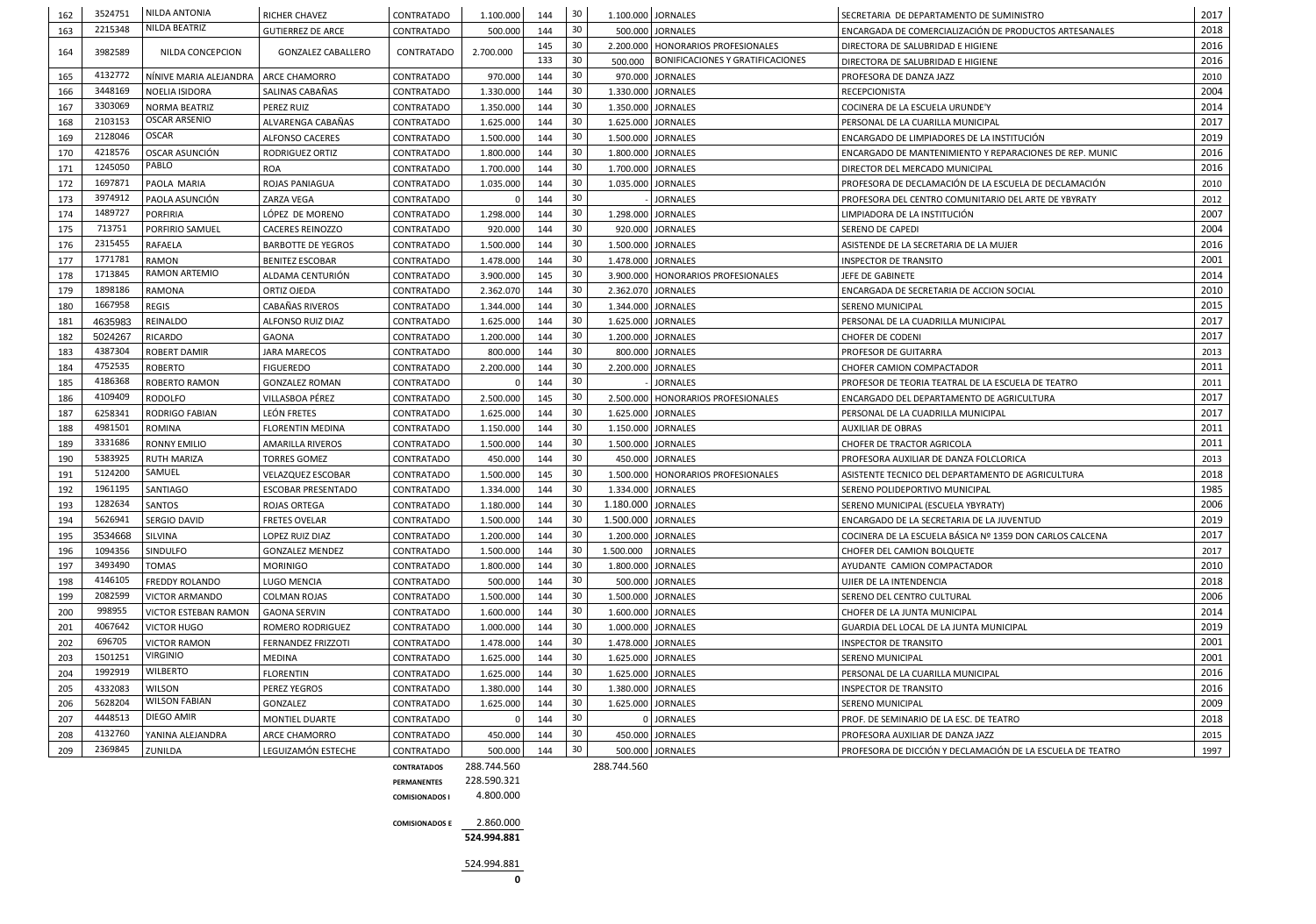| 162 | 3524751 | NILDA ANTONIA | RICHER CHAVEZ | CONTRATADO | 1.100.000 | 144 | 30 | 1.100.000 | JORNALES | SECRETARIA DE DEPARTAMENTO DE SUMINISTRO | 2017 |
|---|---|---|---|---|---|---|---|---|---|---|---|
| 163 | 2215348 | NILDA BEATRIZ | GUTIERREZ DE ARCE | CONTRATADO | 500.000 | 144 | 30 | 500.000 | JORNALES | ENCARGADA DE COMERCIALIZACIÓN DE PRODUCTOS ARTESANALES | 2018 |
| 164 | 3982589 | NILDA CONCEPCION | GONZALEZ CABALLERO | CONTRATADO | 2.700.000 | 145 | 30 | 2.200.000 | HONORARIOS PROFESIONALES | DIRECTORA DE SALUBRIDAD E HIGIENE | 2016 |
| | | | | | | 133 | 30 | 500.000 | BONIFICACIONES Y GRATIFICACIONES | DIRECTORA DE SALUBRIDAD E HIGIENE | 2016 |
| 165 | 4132772 | NÍNIVE MARIA ALEJANDRA | ARCE CHAMORRO | CONTRATADO | 970.000 | 144 | 30 | 970.000 | JORNALES | PROFESORA DE DANZA JAZZ | 2010 |
| 166 | 3448169 | NOELIA ISIDORA | SALINAS CABAÑAS | CONTRATADO | 1.330.000 | 144 | 30 | 1.330.000 | JORNALES | RECEPCIONISTA | 2004 |
| 167 | 3303069 | NORMA BEATRIZ | PEREZ RUIZ | CONTRATADO | 1.350.000 | 144 | 30 | 1.350.000 | JORNALES | COCINERA DE LA ESCUELA URUNDE'Y | 2014 |
| 168 | 2103153 | OSCAR ARSENIO | ALVARENGA CABAÑAS | CONTRATADO | 1.625.000 | 144 | 30 | 1.625.000 | JORNALES | PERSONAL DE LA CUARILLA MUNICIPAL | 2017 |
| 169 | 2128046 | OSCAR | ALFONSO CACERES | CONTRATADO | 1.500.000 | 144 | 30 | 1.500.000 | JORNALES | ENCARGADO DE LIMPIADORES DE LA INSTITUCIÓN | 2019 |
| 170 | 4218576 | OSCAR ASUNCIÓN | RODRIGUEZ ORTIZ | CONTRATADO | 1.800.000 | 144 | 30 | 1.800.000 | JORNALES | ENCARGADO DE MANTENIMIENTO Y REPARACIONES DE REP. MUNIC | 2016 |
| 171 | 1245050 | PABLO | ROA | CONTRATADO | 1.700.000 | 144 | 30 | 1.700.000 | JORNALES | DIRECTOR DEL MERCADO MUNICIPAL | 2016 |
| 172 | 1697871 | PAOLA MARIA | ROJAS PANIAGUA | CONTRATADO | 1.035.000 | 144 | 30 | 1.035.000 | JORNALES | PROFESORA DE DECLAMACIÓN DE LA ESCUELA DE DECLAMACIÓN | 2010 |
| 173 | 3974912 | PAOLA ASUNCIÓN | ZARZA VEGA | CONTRATADO | 0 | 144 | 30 | - | JORNALES | PROFESORA DEL CENTRO COMUNITARIO DEL ARTE DE YBYRATY | 2012 |
| 174 | 1489727 | PORFIRIA | LÓPEZ DE MORENO | CONTRATADO | 1.298.000 | 144 | 30 | 1.298.000 | JORNALES | LIMPIADORA DE LA INSTITUCIÓN | 2007 |
| 175 | 713751 | PORFIRIO SAMUEL | CACERES REINOZZO | CONTRATADO | 920.000 | 144 | 30 | 920.000 | JORNALES | SERENO DE CAPEDI | 2004 |
| 176 | 2315455 | RAFAELA | BARBOTTE DE YEGROS | CONTRATADO | 1.500.000 | 144 | 30 | 1.500.000 | JORNALES | ASISTENDE DE LA SECRETARIA DE LA MUJER | 2016 |
| 177 | 1771781 | RAMON | BENITEZ ESCOBAR | CONTRATADO | 1.478.000 | 144 | 30 | 1.478.000 | JORNALES | INSPECTOR DE TRANSITO | 2001 |
| 178 | 1713845 | RAMON ARTEMIO | ALDAMA CENTURIÓN | CONTRATADO | 3.900.000 | 145 | 30 | 3.900.000 | HONORARIOS PROFESIONALES | JEFE DE GABINETE | 2014 |
| 179 | 1898186 | RAMONA | ORTIZ OJEDA | CONTRATADO | 2.362.070 | 144 | 30 | 2.362.070 | JORNALES | ENCARGADA DE SECRETARIA DE ACCION SOCIAL | 2010 |
| 180 | 1667958 | REGIS | CABAÑAS RIVEROS | CONTRATADO | 1.344.000 | 144 | 30 | 1.344.000 | JORNALES | SERENO MUNICIPAL | 2015 |
| 181 | 4635983 | REINALDO | ALFONSO RUIZ DIAZ | CONTRATADO | 1.625.000 | 144 | 30 | 1.625.000 | JORNALES | PERSONAL DE LA CUADRILLA MUNICIPAL | 2017 |
| 182 | 5024267 | RICARDO | GAONA | CONTRATADO | 1.200.000 | 144 | 30 | 1.200.000 | JORNALES | CHOFER DE CODENI | 2017 |
| 183 | 4387304 | ROBERT DAMIR | JARA MARECOS | CONTRATADO | 800.000 | 144 | 30 | 800.000 | JORNALES | PROFESOR DE GUITARRA | 2013 |
| 184 | 4752535 | ROBERTO | FIGUEREDO | CONTRATADO | 2.200.000 | 144 | 30 | 2.200.000 | JORNALES | CHOFER CAMION COMPACTADOR | 2011 |
| 185 | 4186368 | ROBERTO RAMON | GONZALEZ ROMAN | CONTRATADO | 0 | 144 | 30 | - | JORNALES | PROFESOR DE TEORIA TEATRAL DE LA ESCUELA DE TEATRO | 2011 |
| 186 | 4109409 | RODOLFO | VILLASBOA PÉREZ | CONTRATADO | 2.500.000 | 145 | 30 | 2.500.000 | HONORARIOS PROFESIONALES | ENCARGADO DEL DEPARTAMENTO DE AGRICULTURA | 2017 |
| 187 | 6258341 | RODRIGO FABIAN | LEÓN FRETES | CONTRATADO | 1.625.000 | 144 | 30 | 1.625.000 | JORNALES | PERSONAL DE LA CUADRILLA MUNICIPAL | 2017 |
| 188 | 4981501 | ROMINA | FLORENTIN MEDINA | CONTRATADO | 1.150.000 | 144 | 30 | 1.150.000 | JORNALES | AUXILIAR DE OBRAS | 2011 |
| 189 | 3331686 | RONNY EMILIO | AMARILLA RIVEROS | CONTRATADO | 1.500.000 | 144 | 30 | 1.500.000 | JORNALES | CHOFER DE TRACTOR AGRICOLA | 2011 |
| 190 | 5383925 | RUTH MARIZA | TORRES GOMEZ | CONTRATADO | 450.000 | 144 | 30 | 450.000 | JORNALES | PROFESORA AUXILIAR DE DANZA FOLCLORICA | 2013 |
| 191 | 5124200 | SAMUEL | VELAZQUEZ ESCOBAR | CONTRATADO | 1.500.000 | 145 | 30 | 1.500.000 | HONORARIOS PROFESIONALES | ASISTENTE TECNICO DEL DEPARTAMENTO DE AGRICULTURA | 2018 |
| 192 | 1961195 | SANTIAGO | ESCOBAR PRESENTADO | CONTRATADO | 1.334.000 | 144 | 30 | 1.334.000 | JORNALES | SERENO POLIDEPORTIVO MUNICIPAL | 1985 |
| 193 | 1282634 | SANTOS | ROJAS ORTEGA | CONTRATADO | 1.180.000 | 144 | 30 | 1.180.000 | JORNALES | SERENO MUNICIPAL (ESCUELA YBYRATY) | 2006 |
| 194 | 5626941 | SERGIO DAVID | FRETES OVELAR | CONTRATADO | 1.500.000 | 144 | 30 | 1.500.000 | JORNALES | ENCARGADO DE LA SECRETARIA DE LA JUVENTUD | 2019 |
| 195 | 3534668 | SILVINA | LOPEZ RUIZ DIAZ | CONTRATADO | 1.200.000 | 144 | 30 | 1.200.000 | JORNALES | COCINERA DE LA ESCUELA BÁSICA Nº 1359 DON CARLOS CALCENA | 2017 |
| 196 | 1094356 | SINDULFO | GONZALEZ MENDEZ | CONTRATADO | 1.500.000 | 144 | 30 | 1.500.000 | JORNALES | CHOFER DEL CAMION BOLQUETE | 2017 |
| 197 | 3493490 | TOMAS | MORINIGO | CONTRATADO | 1.800.000 | 144 | 30 | 1.800.000 | JORNALES | AYUDANTE CAMION COMPACTADOR | 2010 |
| 198 | 4146105 | FREDDY ROLANDO | LUGO MENCIA | CONTRATADO | 500.000 | 144 | 30 | 500.000 | JORNALES | UJIER DE LA INTENDENCIA | 2018 |
| 199 | 2082599 | VICTOR ARMANDO | COLMAN ROJAS | CONTRATADO | 1.500.000 | 144 | 30 | 1.500.000 | JORNALES | SERENO DEL CENTRO CULTURAL | 2006 |
| 200 | 998955 | VICTOR ESTEBAN RAMON | GAONA SERVIN | CONTRATADO | 1.600.000 | 144 | 30 | 1.600.000 | JORNALES | CHOFER DE LA JUNTA MUNICIPAL | 2014 |
| 201 | 4067642 | VICTOR HUGO | ROMERO RODRIGUEZ | CONTRATADO | 1.000.000 | 144 | 30 | 1.000.000 | JORNALES | GUARDIA DEL LOCAL DE LA JUNTA MUNICIPAL | 2019 |
| 202 | 696705 | VICTOR RAMON | FERNANDEZ FRIZZOTI | CONTRATADO | 1.478.000 | 144 | 30 | 1.478.000 | JORNALES | INSPECTOR DE TRANSITO | 2001 |
| 203 | 1501251 | VIRGINIO | MEDINA | CONTRATADO | 1.625.000 | 144 | 30 | 1.625.000 | JORNALES | SERENO MUNICIPAL | 2001 |
| 204 | 1992919 | WILBERTO | FLORENTIN | CONTRATADO | 1.625.000 | 144 | 30 | 1.625.000 | JORNALES | PERSONAL DE LA CUARILLA MUNICIPAL | 2016 |
| 205 | 4332083 | WILSON | PEREZ YEGROS | CONTRATADO | 1.380.000 | 144 | 30 | 1.380.000 | JORNALES | INSPECTOR DE TRANSITO | 2016 |
| 206 | 5628204 | WILSON FABIAN | GONZALEZ | CONTRATADO | 1.625.000 | 144 | 30 | 1.625.000 | JORNALES | SERENO MUNICIPAL | 2009 |
| 207 | 4448513 | DIEGO AMIR | MONTIEL DUARTE | CONTRATADO | 0 | 144 | 30 | 0 | JORNALES | PROF. DE SEMINARIO DE LA ESC. DE TEATRO | 2018 |
| 208 | 4132760 | YANINA ALEJANDRA | ARCE CHAMORRO | CONTRATADO | 450.000 | 144 | 30 | 450.000 | JORNALES | PROFESORA AUXILIAR DE DANZA JAZZ | 2015 |
| 209 | 2369845 | ZUNILDA | LEGUIZAMÓN ESTECHE | CONTRATADO | 500.000 | 144 | 30 | 500.000 | JORNALES | PROFESORA DE DICCIÓN Y DECLAMACIÓN DE LA ESCUELA DE TEATRO | 1997 |

| | | |
|---|---|---|
| **CONTRATADOS** | 288.744.560 | 288.744.560 |
| **PERMANENTES** | 228.590.321 | |
| **COMISIONADOS I** | 4.800.000 | |
| **COMISIONADOS E** | 2.860.000 | |
| | **524.994.881** | |
| | 524.994.881 | |
| | **0** | |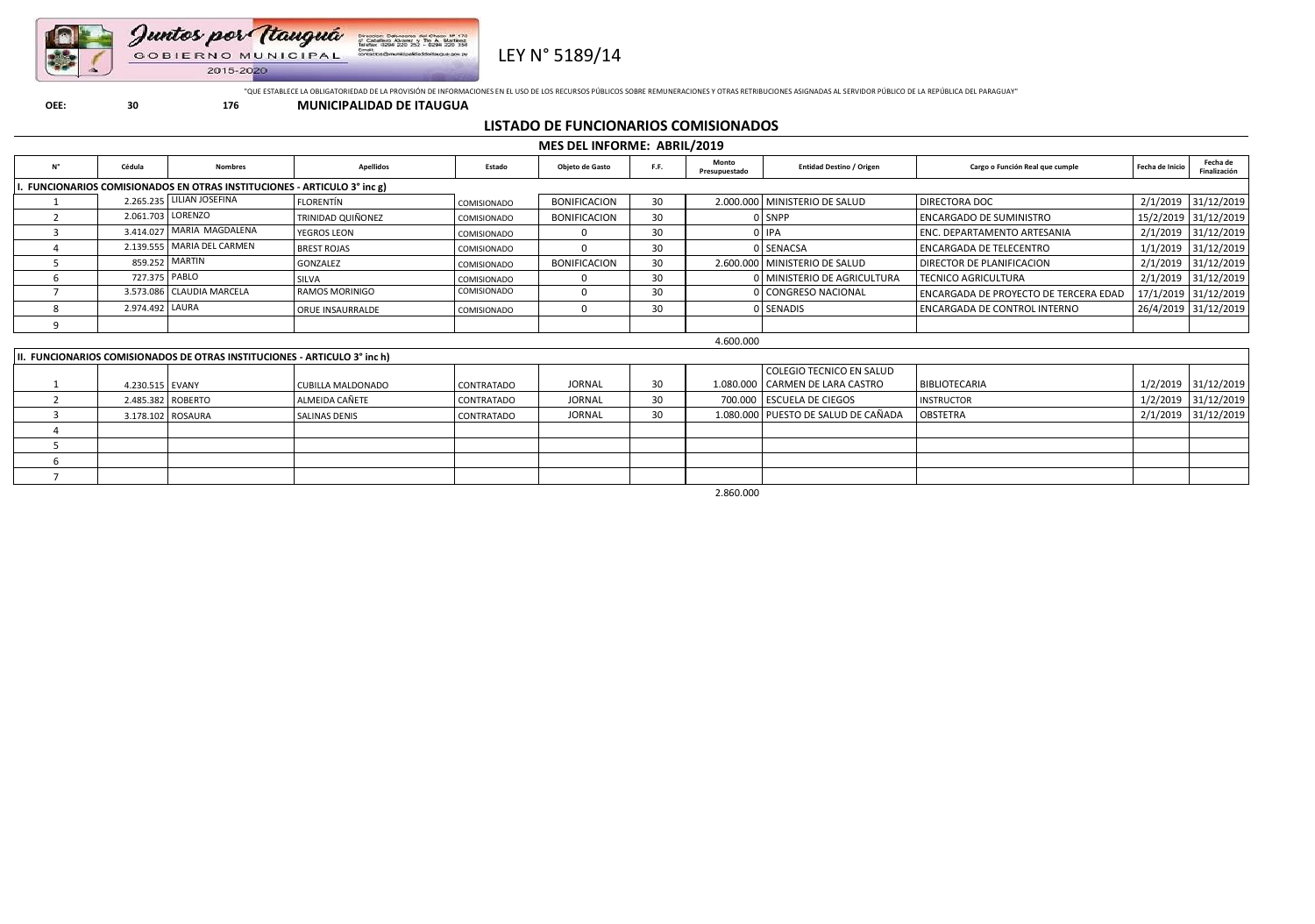Juntos por Itauguá
GOBIERNO MUNICIPAL
2015-2020

Dirección: Defensores del Chaco Nº 170 c/ Caballero Álvarez y Tte. A. Martínez
Teléfax: 0294 220 253 - 0294 220 334
Email: contactos@municipalidaddeitaugua.gov.py

# LEY N° 5189/14

"QUE ESTABLECE LA OBLIGATORIEDAD DE LA PROVISIÓN DE INFORMACIONES EN EL USO DE LOS RECURSOS PÚBLICOS SOBRE REMUNERACIONES Y OTRAS RETRIBUCIONES ASIGNADAS AL SERVIDOR PÚBLICO DE LA REPÚBLICA DEL PARAGUAY"

**OEE:** 30 176 **MUNICIPALIDAD DE ITAUGUA**

## LISTADO DE FUNCIONARIOS COMISIONADOS

### MES DEL INFORME: ABRIL/2019

| N° | Cédula | Nombres | Apellidos | Estado | Objeto de Gasto | F.F. | Monto Presupuestado | Entidad Destino / Origen | Cargo o Función Real que cumple | Fecha de Inicio | Fecha de Finalización |
|---|---|---|---|---|---|---|---|---|---|---|---|
| **I. FUNCIONARIOS COMISIONADOS EN OTRAS INSTITUCIONES - ARTICULO 3° inc g)** | | | | | | | | | | | |
| 1 | 2.265.235 | LILIAN JOSEFINA | FLORENTÍN | COMISIONADO | BONIFICACION | 30 | 2.000.000 | MINISTERIO DE SALUD | DIRECTORA DOC | 2/1/2019 | 31/12/2019 |
| 2 | 2.061.703 | LORENZO | TRINIDAD QUIÑONEZ | COMISIONADO | BONIFICACION | 30 | 0 | SNPP | ENCARGADO DE SUMINISTRO | 15/2/2019 | 31/12/2019 |
| 3 | 3.414.027 | MARIA MAGDALENA | YEGROS LEON | COMISIONADO | 0 | 30 | 0 | IPA | ENC. DEPARTAMENTO ARTESANIA | 2/1/2019 | 31/12/2019 |
| 4 | 2.139.555 | MARIA DEL CARMEN | BREST ROJAS | COMISIONADO | 0 | 30 | 0 | SENACSA | ENCARGADA DE TELECENTRO | 1/1/2019 | 31/12/2019 |
| 5 | 859.252 | MARTIN | GONZALEZ | COMISIONADO | BONIFICACION | 30 | 2.600.000 | MINISTERIO DE SALUD | DIRECTOR DE PLANIFICACION | 2/1/2019 | 31/12/2019 |
| 6 | 727.375 | PABLO | SILVA | COMISIONADO | 0 | 30 | 0 | MINISTERIO DE AGRICULTURA | TECNICO AGRICULTURA | 2/1/2019 | 31/12/2019 |
| 7 | 3.573.086 | CLAUDIA MARCELA | RAMOS MORINIGO | COMISIONADO | 0 | 30 | 0 | CONGRESO NACIONAL | ENCARGADA DE PROYECTO DE TERCERA EDAD | 17/1/2019 | 31/12/2019 |
| 8 | 2.974.492 | LAURA | ORUE INSAURRALDE | COMISIONADO | 0 | 30 | 0 | SENADIS | ENCARGADA DE CONTROL INTERNO | 26/4/2019 | 31/12/2019 |
| 9 | | | | | | | | | | | |
| | | | | | | | 4.600.000 | | | | |
| **II. FUNCIONARIOS COMISIONADOS DE OTRAS INSTITUCIONES - ARTICULO 3° inc h)** | | | | | | | | | | | |
| 1 | 4.230.515 | EVANY | CUBILLA MALDONADO | CONTRATADO | JORNAL | 30 | 1.080.000 | COLEGIO TECNICO EN SALUD CARMEN DE LARA CASTRO | BIBLIOTECARIA | 1/2/2019 | 31/12/2019 |
| 2 | 2.485.382 | ROBERTO | ALMEIDA CAÑETE | CONTRATADO | JORNAL | 30 | 700.000 | ESCUELA DE CIEGOS | INSTRUCTOR | 1/2/2019 | 31/12/2019 |
| 3 | 3.178.102 | ROSAURA | SALINAS DENIS | CONTRATADO | JORNAL | 30 | 1.080.000 | PUESTO DE SALUD DE CAÑADA | OBSTETRA | 2/1/2019 | 31/12/2019 |
| 4 | | | | | | | | | | | |
| 5 | | | | | | | | | | | |
| 6 | | | | | | | | | | | |
| 7 | | | | | | | | | | | |
| | | | | | | | 2.860.000 | | | | |